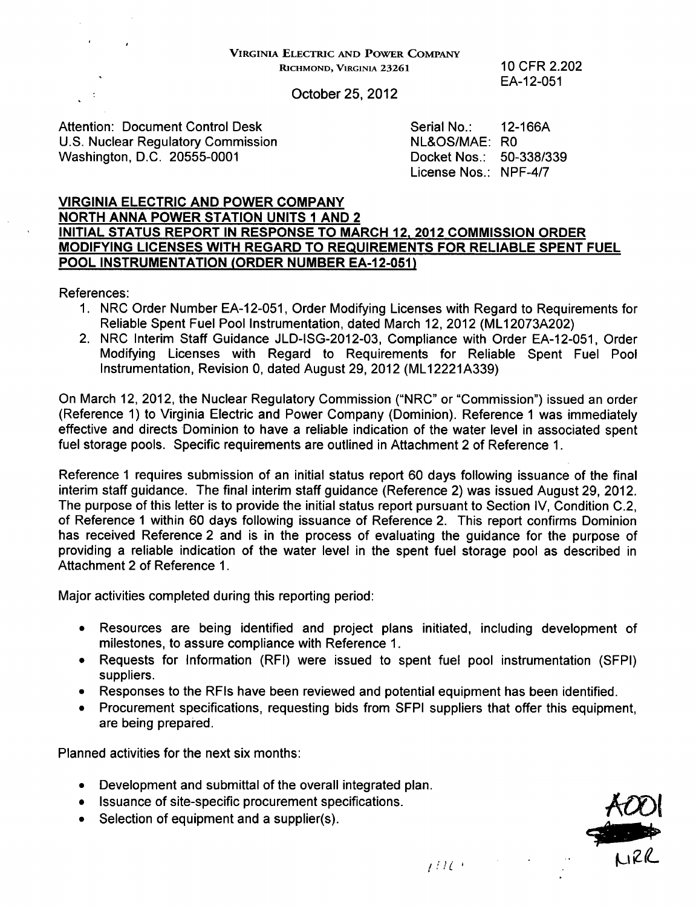VIRGINIA ELECTRIC AND POWER COMPANY
RICHMOND, VIRGINIA 23261

10 CFR 2.202
EA-12-051

October 25, 2012

Attention: Document Control Desk
U.S. Nuclear Regulatory Commission
Washington, D.C. 20555-0001

Serial No.: 12-166A
NL&OS/MAE: R0
Docket Nos.: 50-338/339
License Nos.: NPF-4/7

**VIRGINIA ELECTRIC AND POWER COMPANY**
**NORTH ANNA POWER STATION UNITS 1 AND 2**
**INITIAL STATUS REPORT IN RESPONSE TO MARCH 12, 2012 COMMISSION ORDER MODIFYING LICENSES WITH REGARD TO REQUIREMENTS FOR RELIABLE SPENT FUEL POOL INSTRUMENTATION (ORDER NUMBER EA-12-051)**

References:

1. NRC Order Number EA-12-051, Order Modifying Licenses with Regard to Requirements for Reliable Spent Fuel Pool Instrumentation, dated March 12, 2012 (ML12073A202)
2. NRC Interim Staff Guidance JLD-ISG-2012-03, Compliance with Order EA-12-051, Order Modifying Licenses with Regard to Requirements for Reliable Spent Fuel Pool Instrumentation, Revision 0, dated August 29, 2012 (ML12221A339)

On March 12, 2012, the Nuclear Regulatory Commission ("NRC" or "Commission") issued an order (Reference 1) to Virginia Electric and Power Company (Dominion). Reference 1 was immediately effective and directs Dominion to have a reliable indication of the water level in associated spent fuel storage pools. Specific requirements are outlined in Attachment 2 of Reference 1.

Reference 1 requires submission of an initial status report 60 days following issuance of the final interim staff guidance. The final interim staff guidance (Reference 2) was issued August 29, 2012. The purpose of this letter is to provide the initial status report pursuant to Section IV, Condition C.2, of Reference 1 within 60 days following issuance of Reference 2. This report confirms Dominion has received Reference 2 and is in the process of evaluating the guidance for the purpose of providing a reliable indication of the water level in the spent fuel storage pool as described in Attachment 2 of Reference 1.

Major activities completed during this reporting period:

- Resources are being identified and project plans initiated, including development of milestones, to assure compliance with Reference 1.
- Requests for Information (RFI) were issued to spent fuel pool instrumentation (SFPI) suppliers.
- Responses to the RFIs have been reviewed and potential equipment has been identified.
- Procurement specifications, requesting bids from SFPI suppliers that offer this equipment, are being prepared.

Planned activities for the next six months:

- Development and submittal of the overall integrated plan.
- Issuance of site-specific procurement specifications.
- Selection of equipment and a supplier(s).

A001
NRR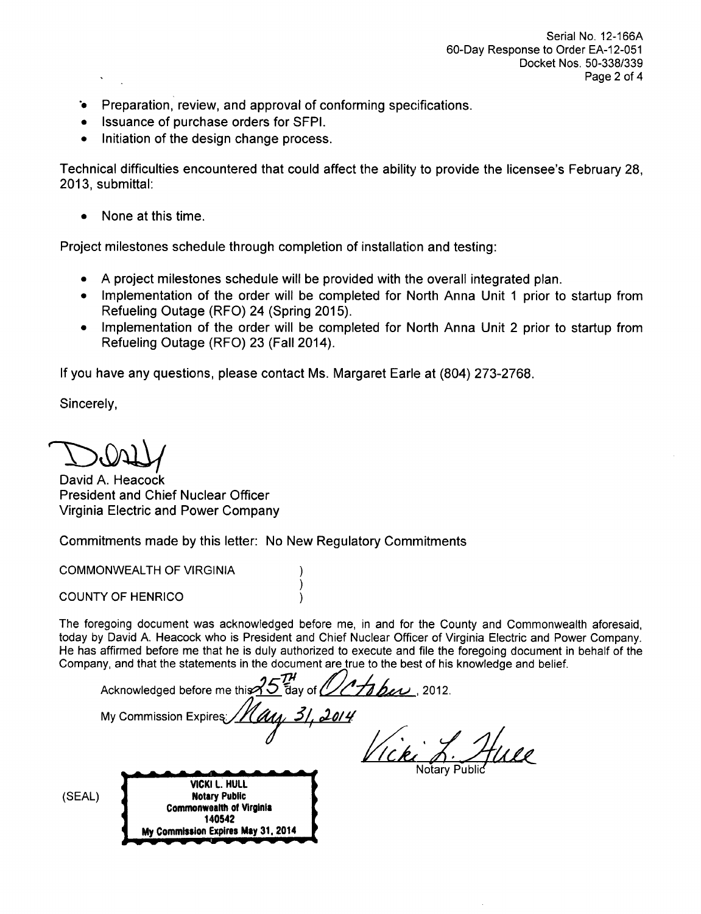- Preparation, review, and approval of conforming specifications.
- Issuance of purchase orders for SFPI.
- Initiation of the design change process.

Technical difficulties encountered that could affect the ability to provide the licensee's February 28, 2013, submittal:

- None at this time.

Project milestones schedule through completion of installation and testing:

- A project milestones schedule will be provided with the overall integrated plan.
- Implementation of the order will be completed for North Anna Unit 1 prior to startup from Refueling Outage (RFO) 24 (Spring 2015).
- Implementation of the order will be completed for North Anna Unit 2 prior to startup from Refueling Outage (RFO) 23 (Fall 2014).

If you have any questions, please contact Ms. Margaret Earle at (804) 273-2768.

Sincerely,

David A. Heacock
President and Chief Nuclear Officer
Virginia Electric and Power Company

Commitments made by this letter: No New Regulatory Commitments

COMMONWEALTH OF VIRGINIA )
)
COUNTY OF HENRICO )

The foregoing document was acknowledged before me, in and for the County and Commonwealth aforesaid, today by David A. Heacock who is President and Chief Nuclear Officer of Virginia Electric and Power Company. He has affirmed before me that he is duly authorized to execute and file the foregoing document in behalf of the Company, and that the statements in the document are true to the best of his knowledge and belief.

Acknowledged before me this 25TH day of October, 2012.

My Commission Expires: May 31, 2014

Notary Public

(SEAL)

VICKI L. HULL
Notary Public
Commonwealth of Virginia
140542
My Commission Expires May 31, 2014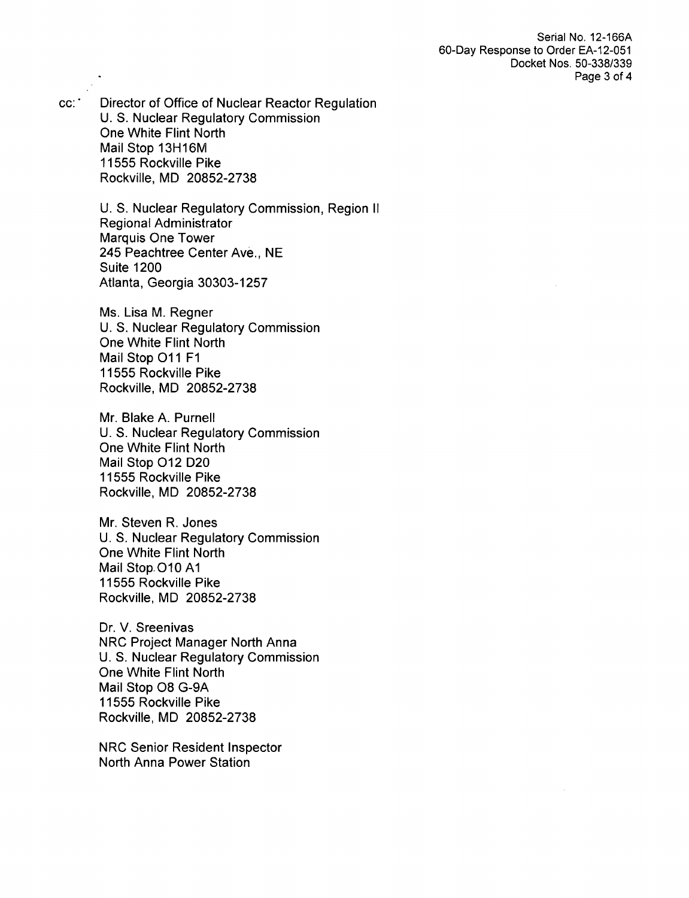cc: Director of Office of Nuclear Reactor Regulation
U. S. Nuclear Regulatory Commission
One White Flint North
Mail Stop 13H16M
11555 Rockville Pike
Rockville, MD 20852-2738

U. S. Nuclear Regulatory Commission, Region II
Regional Administrator
Marquis One Tower
245 Peachtree Center Ave., NE
Suite 1200
Atlanta, Georgia 30303-1257

Ms. Lisa M. Regner
U. S. Nuclear Regulatory Commission
One White Flint North
Mail Stop O11 F1
11555 Rockville Pike
Rockville, MD 20852-2738

Mr. Blake A. Purnell
U. S. Nuclear Regulatory Commission
One White Flint North
Mail Stop O12 D20
11555 Rockville Pike
Rockville, MD 20852-2738

Mr. Steven R. Jones
U. S. Nuclear Regulatory Commission
One White Flint North
Mail Stop O10 A1
11555 Rockville Pike
Rockville, MD 20852-2738

Dr. V. Sreenivas
NRC Project Manager North Anna
U. S. Nuclear Regulatory Commission
One White Flint North
Mail Stop O8 G-9A
11555 Rockville Pike
Rockville, MD 20852-2738

NRC Senior Resident Inspector
North Anna Power Station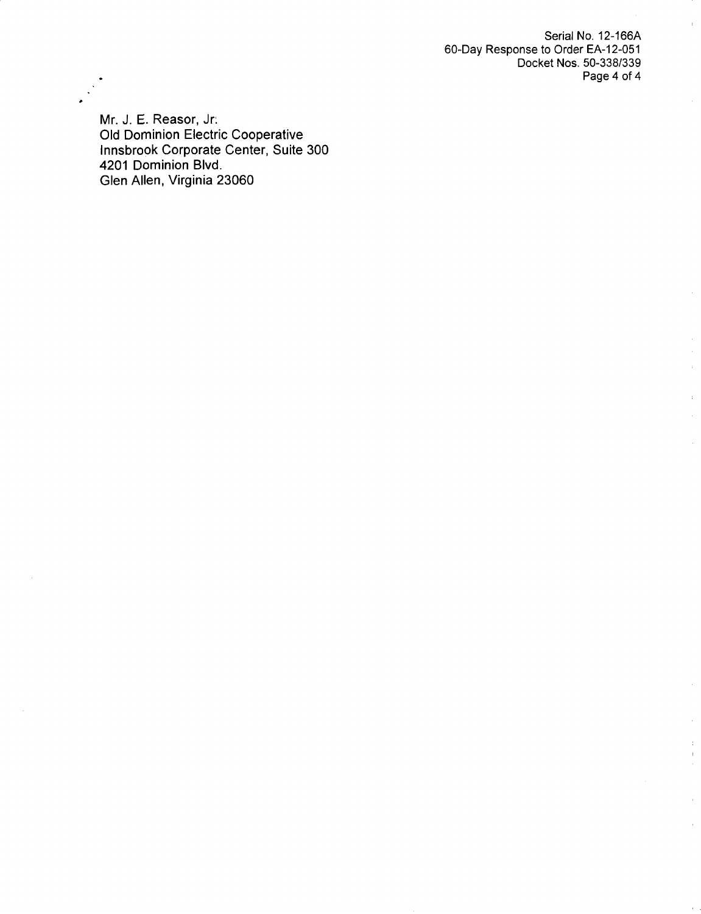Mr. J. E. Reasor, Jr.
Old Dominion Electric Cooperative
Innsbrook Corporate Center, Suite 300
4201 Dominion Blvd.
Glen Allen, Virginia 23060